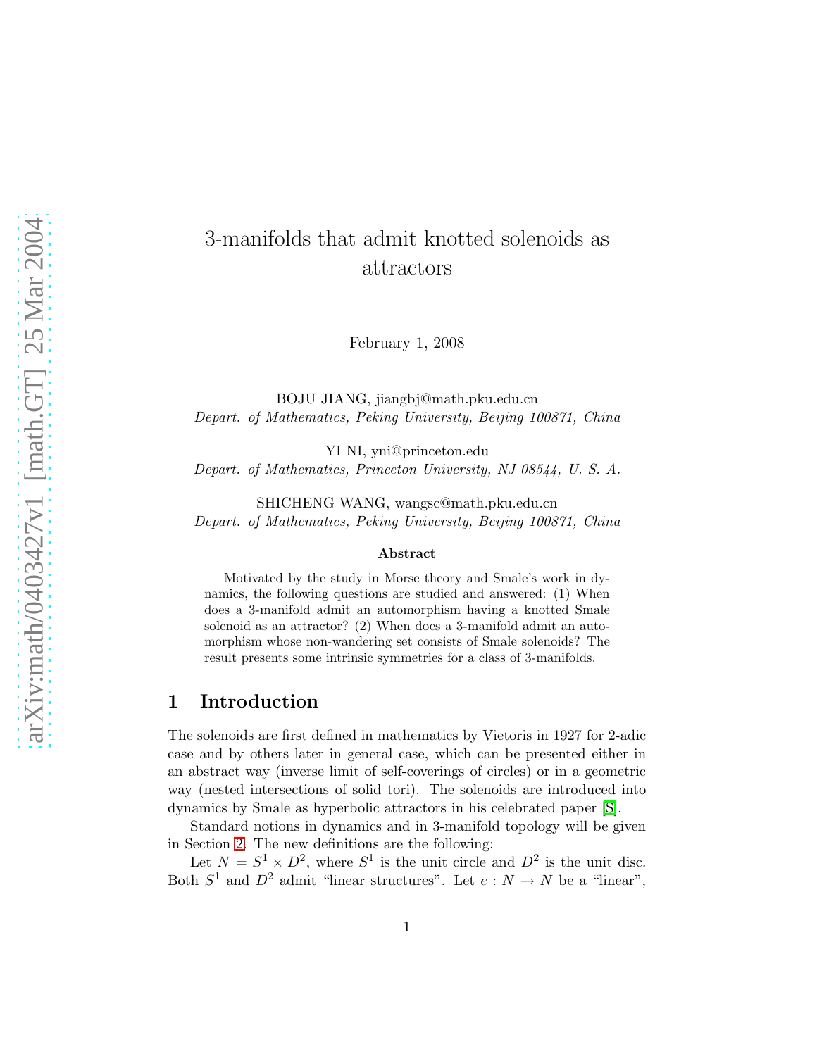# 3-manifolds that admit knotted solenoids as attractors

February 1, 2008

BOJU JIANG, jiangbj@math.pku.edu.cn
*Depart. of Mathematics, Peking University, Beijing 100871, China*

YI NI, yni@princeton.edu
*Depart. of Mathematics, Princeton University, NJ 08544, U. S. A.*

SHICHENG WANG, wangsc@math.pku.edu.cn
*Depart. of Mathematics, Peking University, Beijing 100871, China*

### Abstract

Motivated by the study in Morse theory and Smale's work in dynamics, the following questions are studied and answered: (1) When does a 3-manifold admit an automorphism having a knotted Smale solenoid as an attractor? (2) When does a 3-manifold admit an automorphism whose non-wandering set consists of Smale solenoids? The result presents some intrinsic symmetries for a class of 3-manifolds.

## 1 Introduction

The solenoids are first defined in mathematics by Vietoris in 1927 for 2-adic case and by others later in general case, which can be presented either in an abstract way (inverse limit of self-coverings of circles) or in a geometric way (nested intersections of solid tori). The solenoids are introduced into dynamics by Smale as hyperbolic attractors in his celebrated paper [S].

Standard notions in dynamics and in 3-manifold topology will be given in Section 2. The new definitions are the following:

Let $N = S^1 \times D^2$, where $S^1$ is the unit circle and $D^2$ is the unit disc. Both $S^1$ and $D^2$ admit "linear structures". Let $e : N \to N$ be a "linear",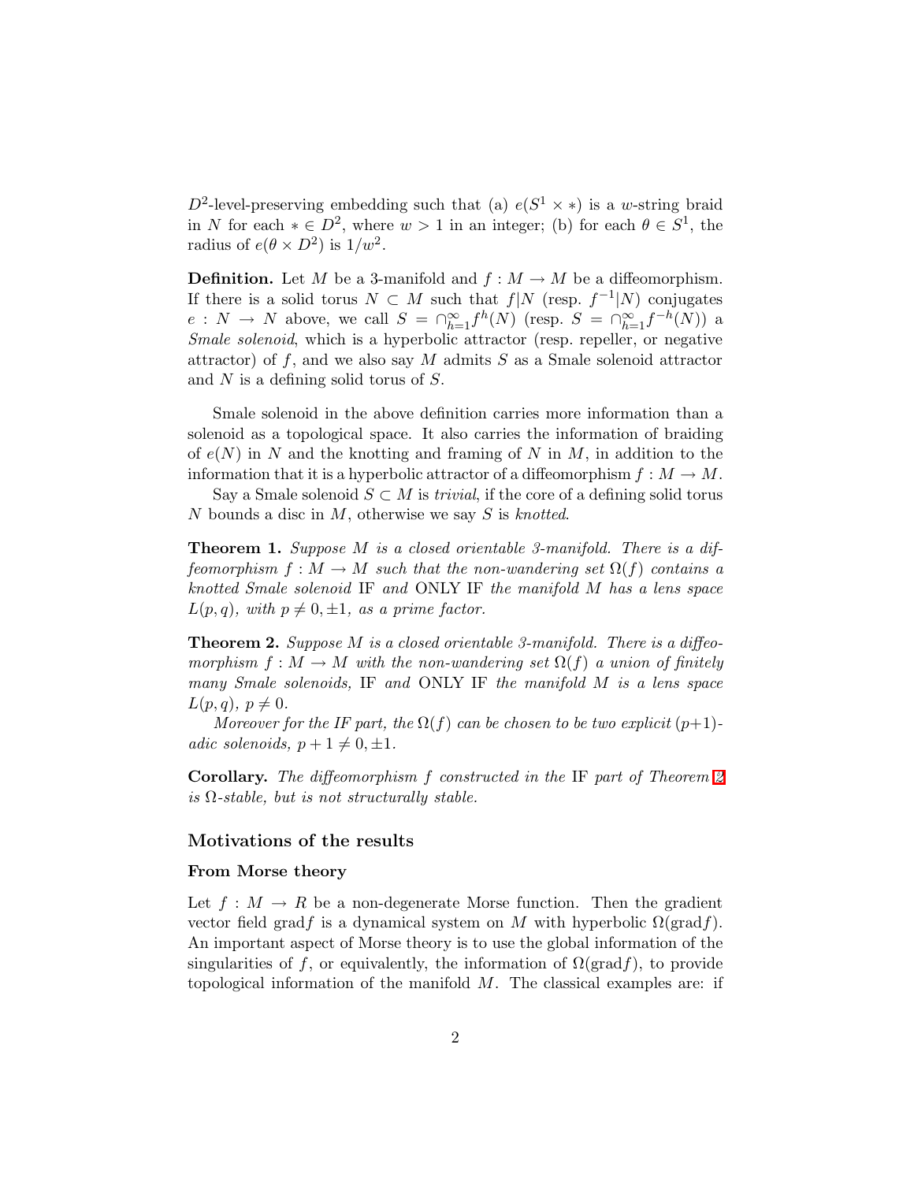$D^2$-level-preserving embedding such that (a) $e(S^1 \times *)$ is a $w$-string braid in $N$ for each $* \in D^2$, where $w > 1$ in an integer; (b) for each $\theta \in S^1$, the radius of $e(\theta \times D^2)$ is $1/w^2$.

**Definition.** Let $M$ be a 3-manifold and $f : M \to M$ be a diffeomorphism. If there is a solid torus $N \subset M$ such that $f|N$ (resp. $f^{-1}|N$) conjugates $e : N \to N$ above, we call $S = \cap_{h=1}^{\infty} f^h(N)$ (resp. $S = \cap_{h=1}^{\infty} f^{-h}(N)$) a *Smale solenoid*, which is a hyperbolic attractor (resp. repeller, or negative attractor) of $f$, and we also say $M$ admits $S$ as a Smale solenoid attractor and $N$ is a defining solid torus of $S$.

Smale solenoid in the above definition carries more information than a solenoid as a topological space. It also carries the information of braiding of $e(N)$ in $N$ and the knotting and framing of $N$ in $M$, in addition to the information that it is a hyperbolic attractor of a diffeomorphism $f : M \to M$.

Say a Smale solenoid $S \subset M$ is *trivial*, if the core of a defining solid torus $N$ bounds a disc in $M$, otherwise we say $S$ is *knotted*.

**Theorem 1.** *Suppose $M$ is a closed orientable 3-manifold. There is a diffeomorphism $f : M \to M$ such that the non-wandering set $\Omega(f)$ contains a knotted Smale solenoid* IF *and* ONLY IF *the manifold $M$ has a lens space $L(p, q)$, with $p \neq 0, \pm 1$, as a prime factor.*

**Theorem 2.** *Suppose $M$ is a closed orientable 3-manifold. There is a diffeomorphism $f : M \to M$ with the non-wandering set $\Omega(f)$ a union of finitely many Smale solenoids,* IF *and* ONLY IF *the manifold $M$ is a lens space $L(p, q)$, $p \neq 0$.*

*Moreover for the* IF *part, the $\Omega(f)$ can be chosen to be two explicit $(p+1)$-adic solenoids, $p + 1 \neq 0, \pm 1$.*

**Corollary.** *The diffeomorphism $f$ constructed in the* IF *part of Theorem 2 is $\Omega$-stable, but is not structurally stable.*

## Motivations of the results

### From Morse theory

Let $f : M \to R$ be a non-degenerate Morse function. Then the gradient vector field grad$f$ is a dynamical system on $M$ with hyperbolic $\Omega(\text{grad}f)$. An important aspect of Morse theory is to use the global information of the singularities of $f$, or equivalently, the information of $\Omega(\text{grad}f)$, to provide topological information of the manifold $M$. The classical examples are: if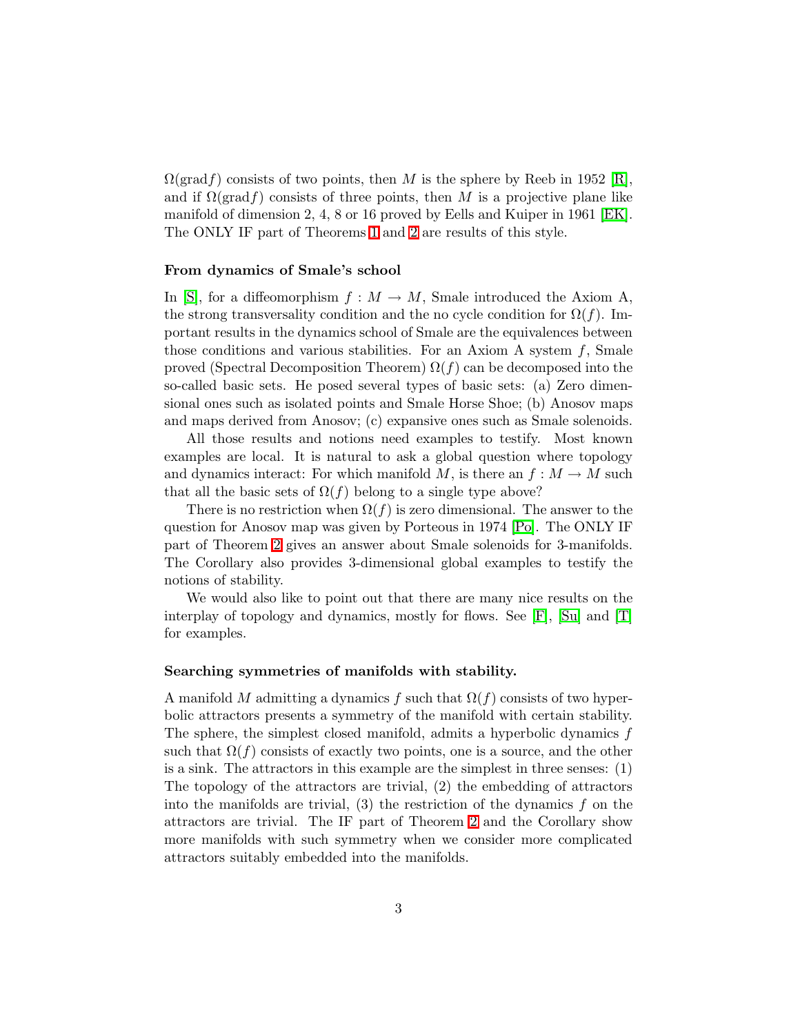$\Omega(\text{grad}f)$ consists of two points, then $M$ is the sphere by Reeb in 1952 [R], and if $\Omega(\text{grad}f)$ consists of three points, then $M$ is a projective plane like manifold of dimension 2, 4, 8 or 16 proved by Eells and Kuiper in 1961 [EK]. The ONLY IF part of Theorems 1 and 2 are results of this style.

**From dynamics of Smale's school**

In [S], for a diffeomorphism $f : M \to M$, Smale introduced the Axiom A, the strong transversality condition and the no cycle condition for $\Omega(f)$. Important results in the dynamics school of Smale are the equivalences between those conditions and various stabilities. For an Axiom A system $f$, Smale proved (Spectral Decomposition Theorem) $\Omega(f)$ can be decomposed into the so-called basic sets. He posed several types of basic sets: (a) Zero dimensional ones such as isolated points and Smale Horse Shoe; (b) Anosov maps and maps derived from Anosov; (c) expansive ones such as Smale solenoids.

All those results and notions need examples to testify. Most known examples are local. It is natural to ask a global question where topology and dynamics interact: For which manifold $M$, is there an $f : M \to M$ such that all the basic sets of $\Omega(f)$ belong to a single type above?

There is no restriction when $\Omega(f)$ is zero dimensional. The answer to the question for Anosov map was given by Porteous in 1974 [Po]. The ONLY IF part of Theorem 2 gives an answer about Smale solenoids for 3-manifolds. The Corollary also provides 3-dimensional global examples to testify the notions of stability.

We would also like to point out that there are many nice results on the interplay of topology and dynamics, mostly for flows. See [F], [Su] and [T] for examples.

**Searching symmetries of manifolds with stability.**

A manifold $M$ admitting a dynamics $f$ such that $\Omega(f)$ consists of two hyperbolic attractors presents a symmetry of the manifold with certain stability. The sphere, the simplest closed manifold, admits a hyperbolic dynamics $f$ such that $\Omega(f)$ consists of exactly two points, one is a source, and the other is a sink. The attractors in this example are the simplest in three senses: (1) The topology of the attractors are trivial, (2) the embedding of attractors into the manifolds are trivial, (3) the restriction of the dynamics $f$ on the attractors are trivial. The IF part of Theorem 2 and the Corollary show more manifolds with such symmetry when we consider more complicated attractors suitably embedded into the manifolds.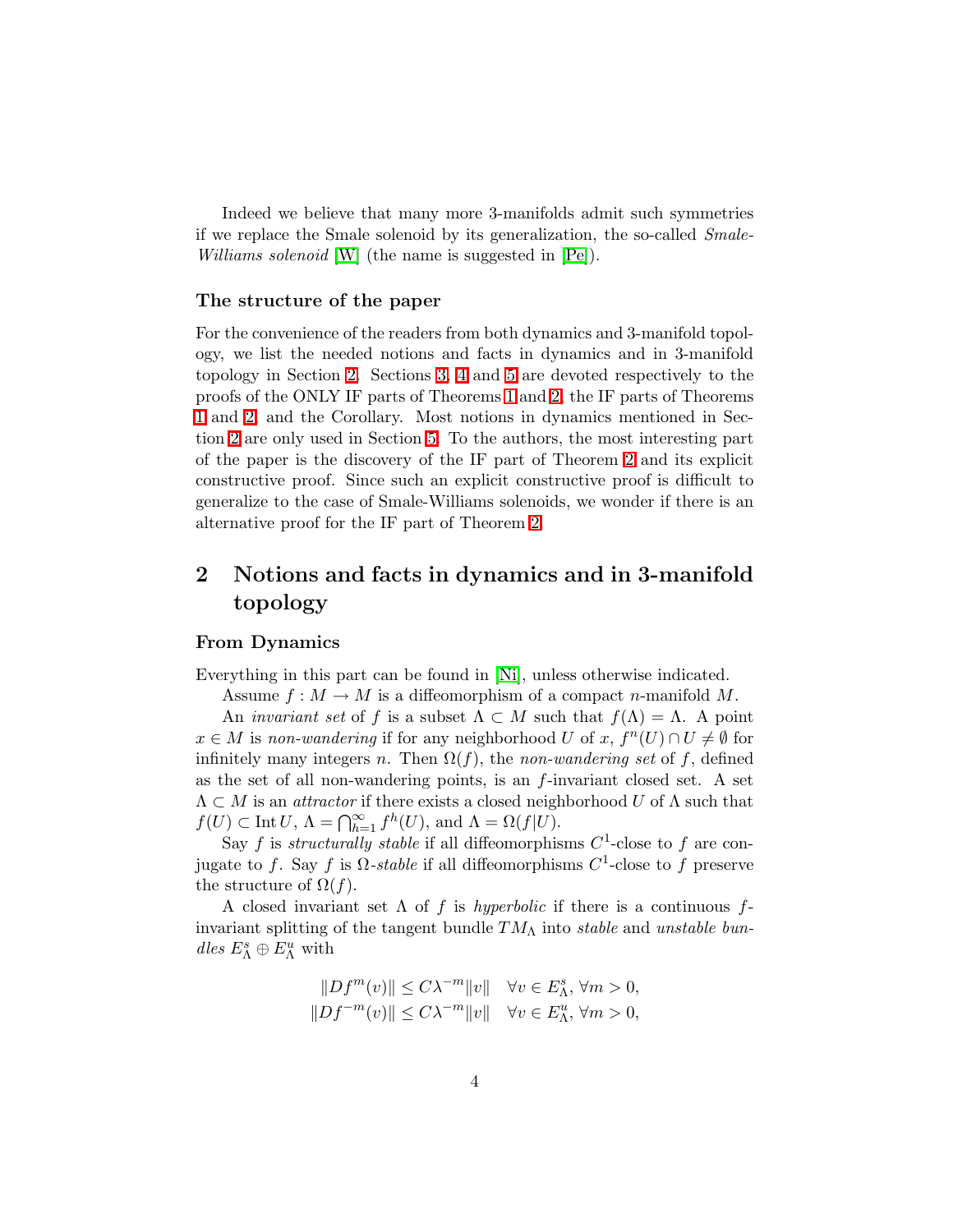Indeed we believe that many more 3-manifolds admit such symmetries if we replace the Smale solenoid by its generalization, the so-called *Smale-Williams solenoid* [W] (the name is suggested in [Pe]).

### The structure of the paper

For the convenience of the readers from both dynamics and 3-manifold topology, we list the needed notions and facts in dynamics and in 3-manifold topology in Section 2. Sections 3, 4 and 5 are devoted respectively to the proofs of the ONLY IF parts of Theorems 1 and 2, the IF parts of Theorems 1 and 2, and the Corollary. Most notions in dynamics mentioned in Section 2 are only used in Section 5. To the authors, the most interesting part of the paper is the discovery of the IF part of Theorem 2 and its explicit constructive proof. Since such an explicit constructive proof is difficult to generalize to the case of Smale-Williams solenoids, we wonder if there is an alternative proof for the IF part of Theorem 2.

## 2 Notions and facts in dynamics and in 3-manifold topology

### From Dynamics

Everything in this part can be found in [Ni], unless otherwise indicated.

Assume $f : M \to M$ is a diffeomorphism of a compact $n$-manifold $M$.

An *invariant set* of $f$ is a subset $\Lambda \subset M$ such that $f(\Lambda) = \Lambda$. A point $x \in M$ is *non-wandering* if for any neighborhood $U$ of $x$, $f^n(U) \cap U \neq \emptyset$ for infinitely many integers $n$. Then $\Omega(f)$, the *non-wandering set* of $f$, defined as the set of all non-wandering points, is an $f$-invariant closed set. A set $\Lambda \subset M$ is an *attractor* if there exists a closed neighborhood $U$ of $\Lambda$ such that $f(U) \subset \operatorname{Int} U$, $\Lambda = \bigcap_{h=1}^{\infty} f^h(U)$, and $\Lambda = \Omega(f|U)$.

Say $f$ is *structurally stable* if all diffeomorphisms $C^1$-close to $f$ are conjugate to $f$. Say $f$ is *$\Omega$-stable* if all diffeomorphisms $C^1$-close to $f$ preserve the structure of $\Omega(f)$.

A closed invariant set $\Lambda$ of $f$ is *hyperbolic* if there is a continuous $f$-invariant splitting of the tangent bundle $TM_\Lambda$ into *stable* and *unstable bundles* $E^s_\Lambda \oplus E^u_\Lambda$ with

$$\|Df^m(v)\| \leq C\lambda^{-m}\|v\| \quad \forall v \in E^s_\Lambda, \forall m > 0,$$
$$\|Df^{-m}(v)\| \leq C\lambda^{-m}\|v\| \quad \forall v \in E^u_\Lambda, \forall m > 0,$$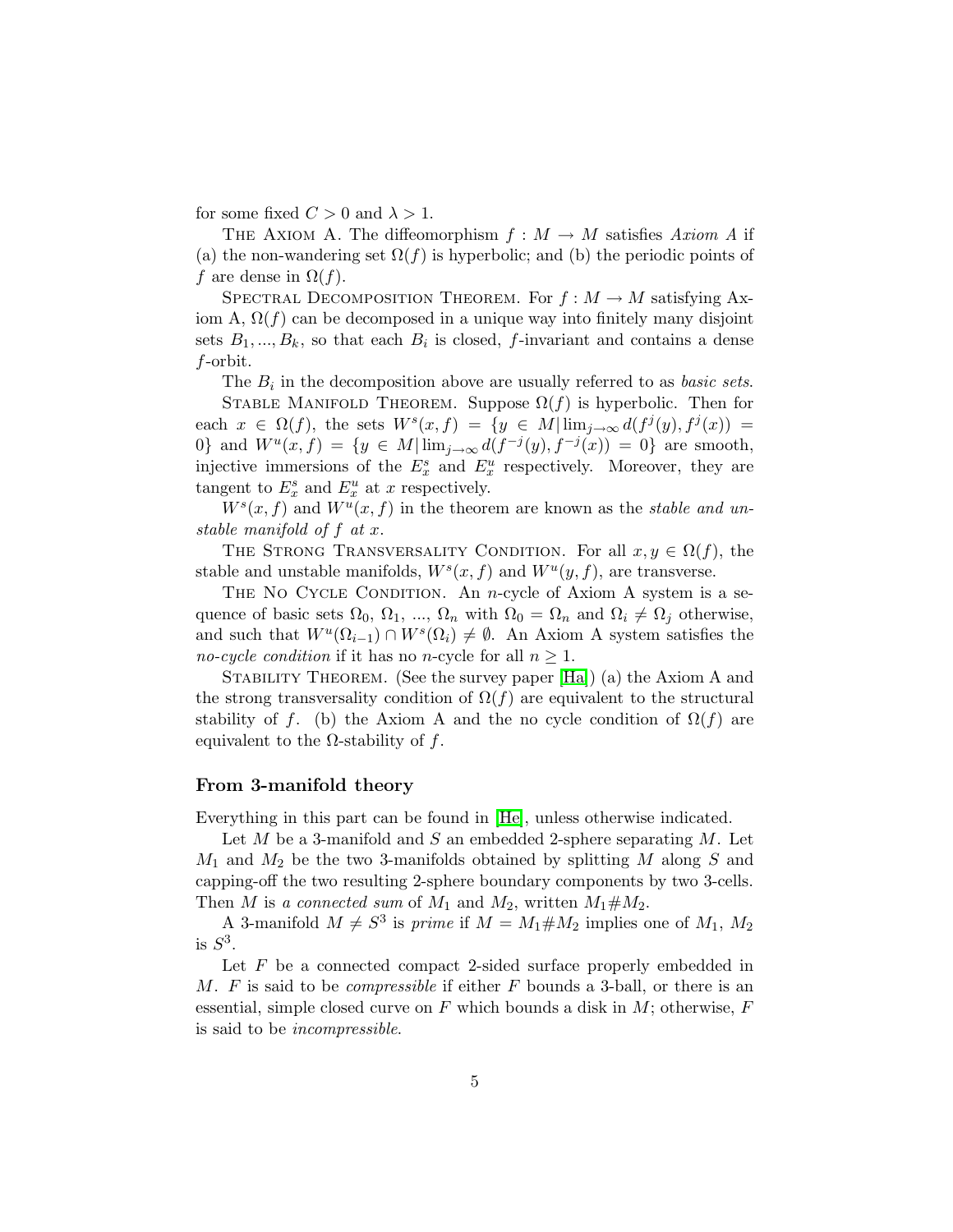for some fixed $C > 0$ and $\lambda > 1$.

The Axiom A. The diffeomorphism $f : M \to M$ satisfies *Axiom A* if (a) the non-wandering set $\Omega(f)$ is hyperbolic; and (b) the periodic points of $f$ are dense in $\Omega(f)$.

Spectral Decomposition Theorem. For $f : M \to M$ satisfying Axiom A, $\Omega(f)$ can be decomposed in a unique way into finitely many disjoint sets $B_1, ..., B_k$, so that each $B_i$ is closed, $f$-invariant and contains a dense $f$-orbit.

The $B_i$ in the decomposition above are usually referred to as *basic sets*.

Stable Manifold Theorem. Suppose $\Omega(f)$ is hyperbolic. Then for each $x \in \Omega(f)$, the sets $W^s(x, f) = \{y \in M | \lim_{j\to\infty} d(f^j(y), f^j(x)) = 0\}$ and $W^u(x, f) = \{y \in M | \lim_{j\to\infty} d(f^{-j}(y), f^{-j}(x)) = 0\}$ are smooth, injective immersions of the $E^s_x$ and $E^u_x$ respectively. Moreover, they are tangent to $E^s_x$ and $E^u_x$ at $x$ respectively.

$W^s(x, f)$ and $W^u(x, f)$ in the theorem are known as the *stable and unstable manifold of $f$ at $x$*.

The Strong Transversality Condition. For all $x, y \in \Omega(f)$, the stable and unstable manifolds, $W^s(x, f)$ and $W^u(y, f)$, are transverse.

The No Cycle Condition. An $n$-cycle of Axiom A system is a sequence of basic sets $\Omega_0$, $\Omega_1$, ..., $\Omega_n$ with $\Omega_0 = \Omega_n$ and $\Omega_i \neq \Omega_j$ otherwise, and such that $W^u(\Omega_{i-1}) \cap W^s(\Omega_i) \neq \emptyset$. An Axiom A system satisfies the *no-cycle condition* if it has no $n$-cycle for all $n \geq 1$.

Stability Theorem. (See the survey paper [Ha]) (a) the Axiom A and the strong transversality condition of $\Omega(f)$ are equivalent to the structural stability of $f$. (b) the Axiom A and the no cycle condition of $\Omega(f)$ are equivalent to the $\Omega$-stability of $f$.

### From 3-manifold theory

Everything in this part can be found in [He], unless otherwise indicated.

Let $M$ be a 3-manifold and $S$ an embedded 2-sphere separating $M$. Let $M_1$ and $M_2$ be the two 3-manifolds obtained by splitting $M$ along $S$ and capping-off the two resulting 2-sphere boundary components by two 3-cells. Then $M$ is *a connected sum* of $M_1$ and $M_2$, written $M_1 \# M_2$.

A 3-manifold $M \neq S^3$ is *prime* if $M = M_1 \# M_2$ implies one of $M_1$, $M_2$ is $S^3$.

Let $F$ be a connected compact 2-sided surface properly embedded in $M$. $F$ is said to be *compressible* if either $F$ bounds a 3-ball, or there is an essential, simple closed curve on $F$ which bounds a disk in $M$; otherwise, $F$ is said to be *incompressible*.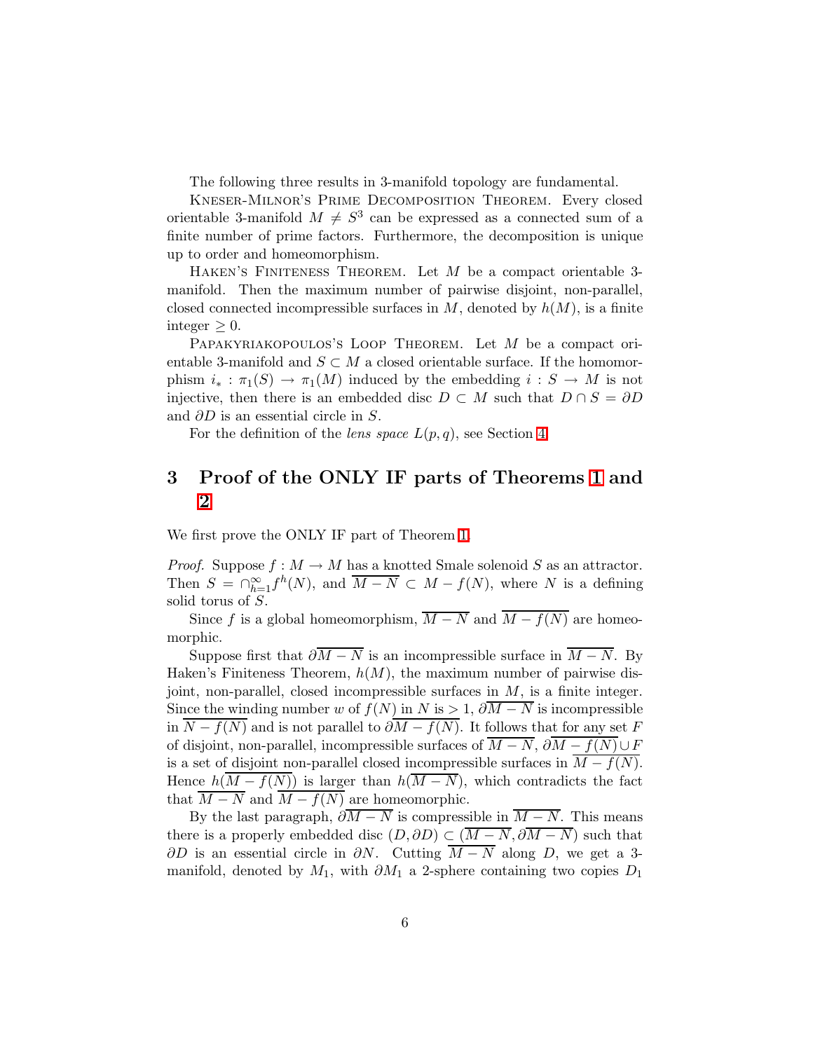The following three results in 3-manifold topology are fundamental.

Kneser-Milnor's Prime Decomposition Theorem. Every closed orientable 3-manifold $M \neq S^3$ can be expressed as a connected sum of a finite number of prime factors. Furthermore, the decomposition is unique up to order and homeomorphism.

Haken's Finiteness Theorem. Let $M$ be a compact orientable 3-manifold. Then the maximum number of pairwise disjoint, non-parallel, closed connected incompressible surfaces in $M$, denoted by $h(M)$, is a finite integer $\geq 0$.

Papakyriakopoulos's Loop Theorem. Let $M$ be a compact orientable 3-manifold and $S \subset M$ a closed orientable surface. If the homomorphism $i_* : \pi_1(S) \to \pi_1(M)$ induced by the embedding $i : S \to M$ is not injective, then there is an embedded disc $D \subset M$ such that $D \cap S = \partial D$ and $\partial D$ is an essential circle in $S$.

For the definition of the *lens space* $L(p, q)$, see Section 4.

# 3 Proof of the ONLY IF parts of Theorems 1 and 2

We first prove the ONLY IF part of Theorem 1.

*Proof.* Suppose $f : M \to M$ has a knotted Smale solenoid $S$ as an attractor. Then $S = \cap_{h=1}^{\infty} f^h(N)$, and $\overline{M - N} \subset M - f(N)$, where $N$ is a defining solid torus of $S$.

Since $f$ is a global homeomorphism, $\overline{M - N}$ and $\overline{M - f(N)}$ are homeomorphic.

Suppose first that $\partial\overline{M - N}$ is an incompressible surface in $\overline{M - N}$. By Haken's Finiteness Theorem, $h(M)$, the maximum number of pairwise disjoint, non-parallel, closed incompressible surfaces in $M$, is a finite integer. Since the winding number $w$ of $f(N)$ in $N$ is $> 1$, $\partial\overline{M - N}$ is incompressible in $\overline{N - f(N)}$ and is not parallel to $\partial\overline{M - f(N)}$. It follows that for any set $F$ of disjoint, non-parallel, incompressible surfaces of $\overline{M - N}$, $\partial\overline{M - f(N)} \cup F$ is a set of disjoint non-parallel closed incompressible surfaces in $\overline{M - f(N)}$. Hence $h(\overline{M - f(N)})$ is larger than $h(\overline{M - N})$, which contradicts the fact that $\overline{M - N}$ and $\overline{M - f(N)}$ are homeomorphic.

By the last paragraph, $\partial\overline{M - N}$ is compressible in $\overline{M - N}$. This means there is a properly embedded disc $(D, \partial D) \subset (\overline{M - N}, \partial\overline{M - N})$ such that $\partial D$ is an essential circle in $\partial N$. Cutting $\overline{M - N}$ along $D$, we get a 3-manifold, denoted by $M_1$, with $\partial M_1$ a 2-sphere containing two copies $D_1$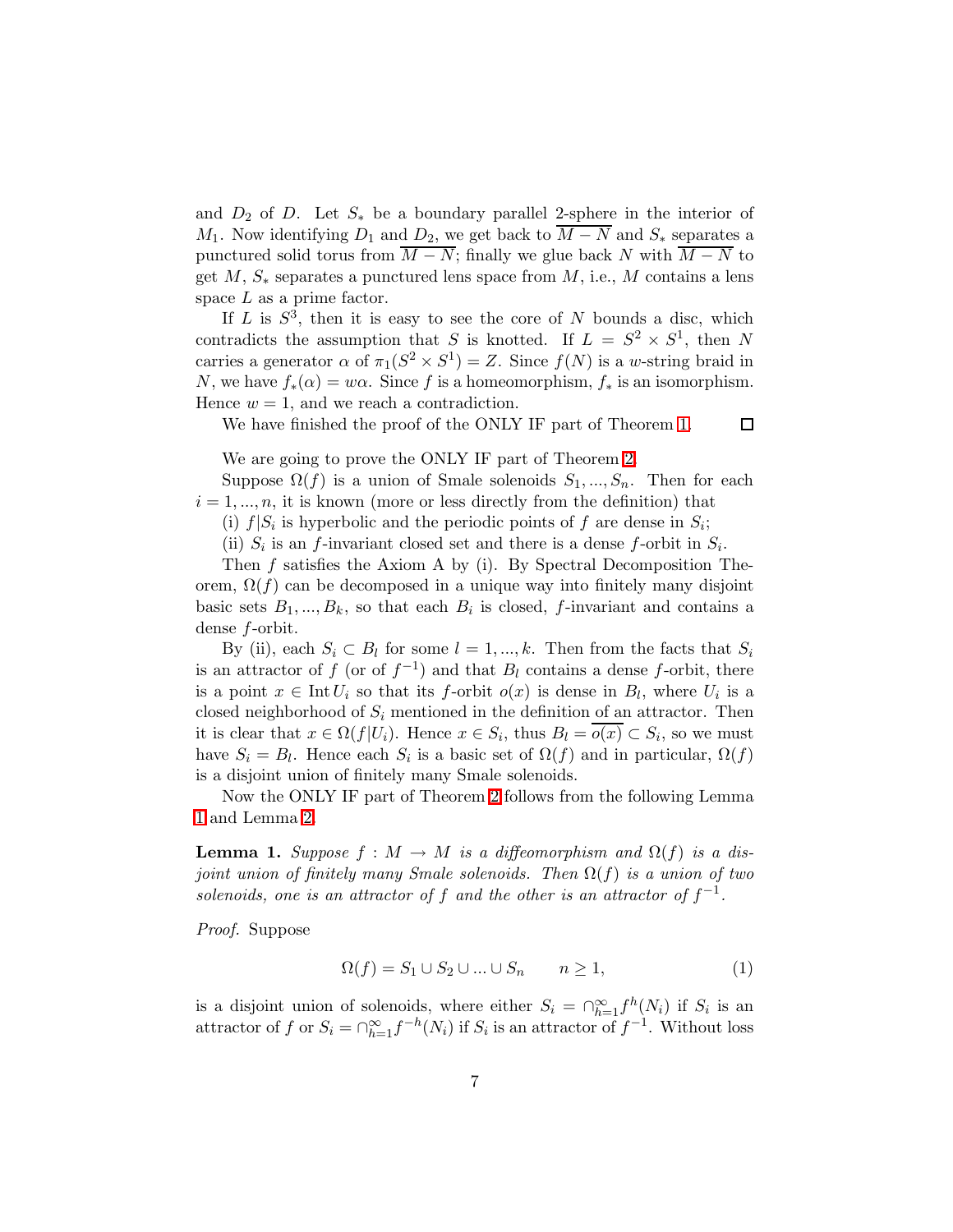and $D_2$ of $D$. Let $S_*$ be a boundary parallel 2-sphere in the interior of $M_1$. Now identifying $D_1$ and $D_2$, we get back to $\overline{M-N}$ and $S_*$ separates a punctured solid torus from $\overline{M-N}$; finally we glue back $N$ with $\overline{M-N}$ to get $M$, $S_*$ separates a punctured lens space from $M$, i.e., $M$ contains a lens space $L$ as a prime factor.

If $L$ is $S^3$, then it is easy to see the core of $N$ bounds a disc, which contradicts the assumption that $S$ is knotted. If $L = S^2 \times S^1$, then $N$ carries a generator $\alpha$ of $\pi_1(S^2 \times S^1) = Z$. Since $f(N)$ is a $w$-string braid in $N$, we have $f_*(\alpha) = w\alpha$. Since $f$ is a homeomorphism, $f_*$ is an isomorphism. Hence $w = 1$, and we reach a contradiction.

We have finished the proof of the ONLY IF part of Theorem 1. $\square$

We are going to prove the ONLY IF part of Theorem 2.

Suppose $\Omega(f)$ is a union of Smale solenoids $S_1, ..., S_n$. Then for each $i = 1, ..., n$, it is known (more or less directly from the definition) that

(i) $f|S_i$ is hyperbolic and the periodic points of $f$ are dense in $S_i$;

(ii) $S_i$ is an $f$-invariant closed set and there is a dense $f$-orbit in $S_i$.

Then $f$ satisfies the Axiom A by (i). By Spectral Decomposition Theorem, $\Omega(f)$ can be decomposed in a unique way into finitely many disjoint basic sets $B_1, ..., B_k$, so that each $B_i$ is closed, $f$-invariant and contains a dense $f$-orbit.

By (ii), each $S_i \subset B_l$ for some $l = 1, ..., k$. Then from the facts that $S_i$ is an attractor of $f$ (or of $f^{-1}$) and that $B_l$ contains a dense $f$-orbit, there is a point $x \in \operatorname{Int} U_i$ so that its $f$-orbit $o(x)$ is dense in $B_l$, where $U_i$ is a closed neighborhood of $S_i$ mentioned in the definition of an attractor. Then it is clear that $x \in \Omega(f|U_i)$. Hence $x \in S_i$, thus $B_l = \overline{o(x)} \subset S_i$, so we must have $S_i = B_l$. Hence each $S_i$ is a basic set of $\Omega(f)$ and in particular, $\Omega(f)$ is a disjoint union of finitely many Smale solenoids.

Now the ONLY IF part of Theorem 2 follows from the following Lemma 1 and Lemma 2.

**Lemma 1.** *Suppose $f : M \to M$ is a diffeomorphism and $\Omega(f)$ is a disjoint union of finitely many Smale solenoids. Then $\Omega(f)$ is a union of two solenoids, one is an attractor of $f$ and the other is an attractor of $f^{-1}$.*

*Proof.* Suppose

$$\Omega(f) = S_1 \cup S_2 \cup ... \cup S_n \qquad n \geq 1, \tag{1}$$

is a disjoint union of solenoids, where either $S_i = \cap_{h=1}^{\infty} f^h(N_i)$ if $S_i$ is an attractor of $f$ or $S_i = \cap_{h=1}^{\infty} f^{-h}(N_i)$ if $S_i$ is an attractor of $f^{-1}$. Without loss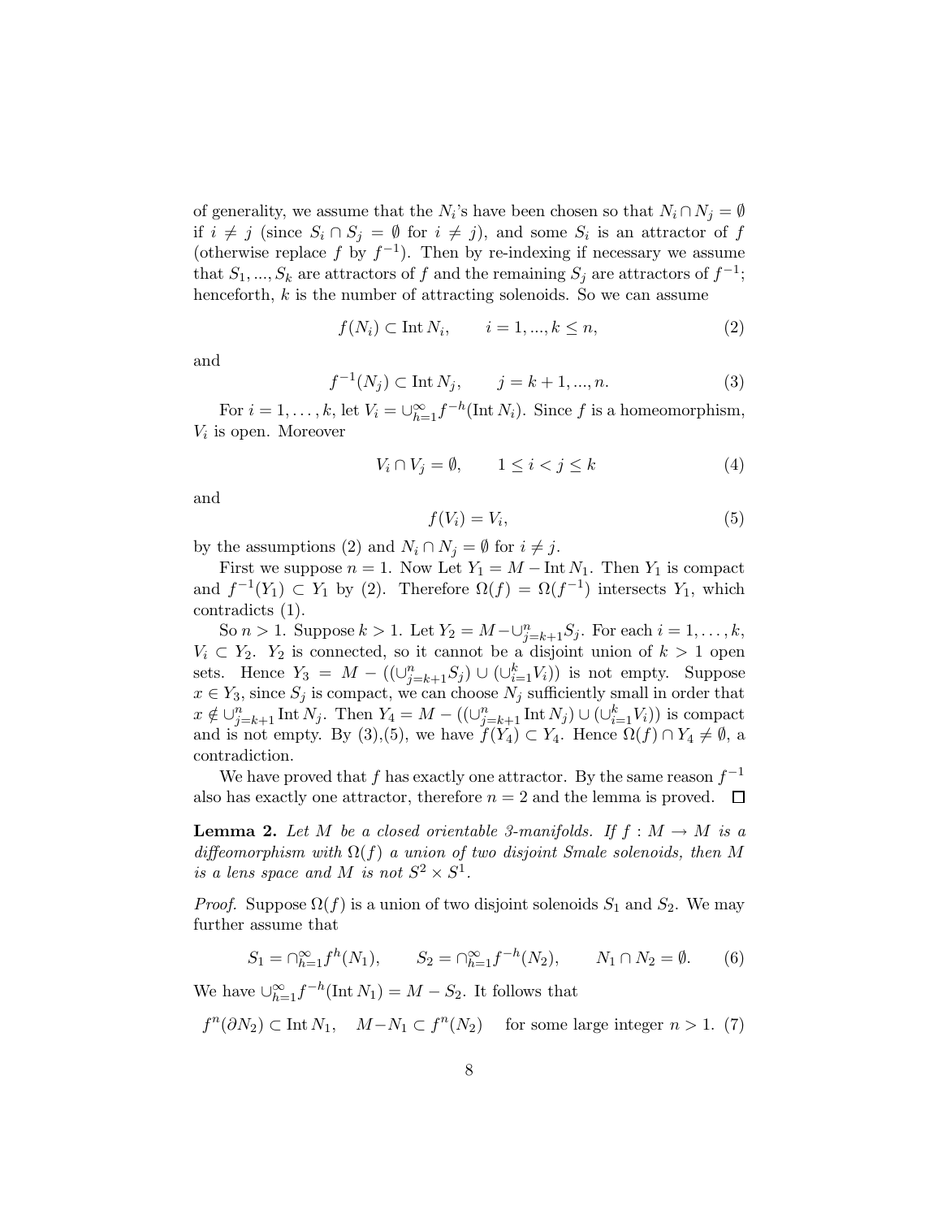of generality, we assume that the $N_i$'s have been chosen so that $N_i \cap N_j = \emptyset$ if $i \neq j$ (since $S_i \cap S_j = \emptyset$ for $i \neq j$), and some $S_i$ is an attractor of $f$ (otherwise replace $f$ by $f^{-1}$). Then by re-indexing if necessary we assume that $S_1, ..., S_k$ are attractors of $f$ and the remaining $S_j$ are attractors of $f^{-1}$; henceforth, $k$ is the number of attracting solenoids. So we can assume

$$f(N_i) \subset \operatorname{Int} N_i, \qquad i = 1, ..., k \leq n, \tag{2}$$

and

$$f^{-1}(N_j) \subset \operatorname{Int} N_j, \qquad j = k+1, ..., n. \tag{3}$$

For $i = 1, \ldots, k$, let $V_i = \cup_{h=1}^{\infty} f^{-h}(\operatorname{Int} N_i)$. Since $f$ is a homeomorphism, $V_i$ is open. Moreover

$$V_i \cap V_j = \emptyset, \qquad 1 \leq i < j \leq k \tag{4}$$

and

$$f(V_i) = V_i, \tag{5}$$

by the assumptions (2) and $N_i \cap N_j = \emptyset$ for $i \neq j$.

First we suppose $n = 1$. Now Let $Y_1 = M - \operatorname{Int} N_1$. Then $Y_1$ is compact and $f^{-1}(Y_1) \subset Y_1$ by (2). Therefore $\Omega(f) = \Omega(f^{-1})$ intersects $Y_1$, which contradicts (1).

So $n > 1$. Suppose $k > 1$. Let $Y_2 = M - \cup_{j=k+1}^{n} S_j$. For each $i = 1, \ldots, k$, $V_i \subset Y_2$. $Y_2$ is connected, so it cannot be a disjoint union of $k > 1$ open sets. Hence $Y_3 = M - ((\cup_{j=k+1}^{n} S_j) \cup (\cup_{i=1}^{k} V_i))$ is not empty. Suppose $x \in Y_3$, since $S_j$ is compact, we can choose $N_j$ sufficiently small in order that $x \notin \cup_{j=k+1}^{n} \operatorname{Int} N_j$. Then $Y_4 = M - ((\cup_{j=k+1}^{n} \operatorname{Int} N_j) \cup (\cup_{i=1}^{k} V_i))$ is compact and is not empty. By (3),(5), we have $f(Y_4) \subset Y_4$. Hence $\Omega(f) \cap Y_4 \neq \emptyset$, a contradiction.

We have proved that $f$ has exactly one attractor. By the same reason $f^{-1}$ also has exactly one attractor, therefore $n = 2$ and the lemma is proved. $\square$

**Lemma 2.** *Let $M$ be a closed orientable 3-manifolds. If $f : M \to M$ is a diffeomorphism with $\Omega(f)$ a union of two disjoint Smale solenoids, then $M$ is a lens space and $M$ is not $S^2 \times S^1$.*

*Proof.* Suppose $\Omega(f)$ is a union of two disjoint solenoids $S_1$ and $S_2$. We may further assume that

$$S_1 = \cap_{h=1}^{\infty} f^h(N_1), \qquad S_2 = \cap_{h=1}^{\infty} f^{-h}(N_2), \qquad N_1 \cap N_2 = \emptyset. \tag{6}$$

We have $\cup_{h=1}^{\infty} f^{-h}(\operatorname{Int} N_1) = M - S_2$. It follows that

$$f^n(\partial N_2) \subset \operatorname{Int} N_1, \quad M - N_1 \subset f^n(N_2) \quad \text{for some large integer } n > 1. \tag{7}$$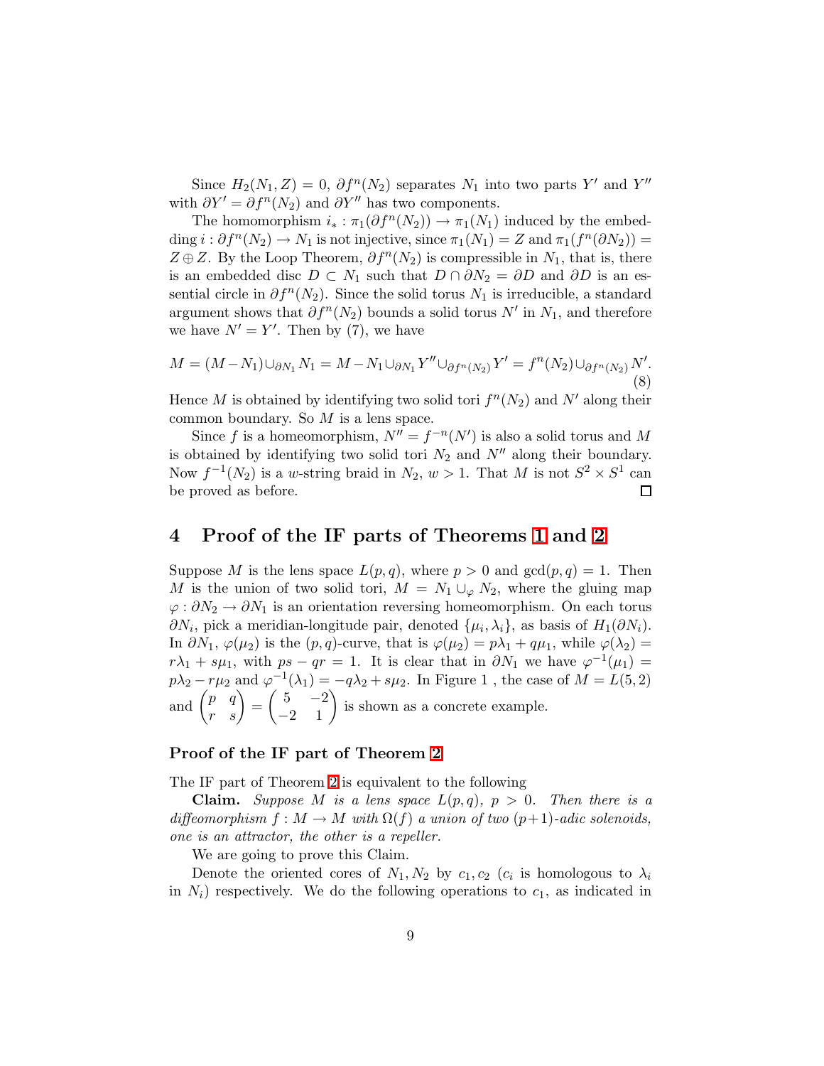Since $H_2(N_1, Z) = 0$, $\partial f^n(N_2)$ separates $N_1$ into two parts $Y'$ and $Y''$ with $\partial Y' = \partial f^n(N_2)$ and $\partial Y''$ has two components.

The homomorphism $i_* : \pi_1(\partial f^n(N_2)) \to \pi_1(N_1)$ induced by the embedding $i : \partial f^n(N_2) \to N_1$ is not injective, since $\pi_1(N_1) = Z$ and $\pi_1(f^n(\partial N_2)) = Z \oplus Z$. By the Loop Theorem, $\partial f^n(N_2)$ is compressible in $N_1$, that is, there is an embedded disc $D \subset N_1$ such that $D \cap \partial N_2 = \partial D$ and $\partial D$ is an essential circle in $\partial f^n(N_2)$. Since the solid torus $N_1$ is irreducible, a standard argument shows that $\partial f^n(N_2)$ bounds a solid torus $N'$ in $N_1$, and therefore we have $N' = Y'$. Then by (7), we have

$$M = (M - N_1) \cup_{\partial N_1} N_1 = M - N_1 \cup_{\partial N_1} Y'' \cup_{\partial f^n(N_2)} Y' = f^n(N_2) \cup_{\partial f^n(N_2)} N'. \quad (8)$$

Hence $M$ is obtained by identifying two solid tori $f^n(N_2)$ and $N'$ along their common boundary. So $M$ is a lens space.

Since $f$ is a homeomorphism, $N'' = f^{-n}(N')$ is also a solid torus and $M$ is obtained by identifying two solid tori $N_2$ and $N''$ along their boundary. Now $f^{-1}(N_2)$ is a $w$-string braid in $N_2$, $w > 1$. That $M$ is not $S^2 \times S^1$ can be proved as before. □

## 4 Proof of the IF parts of Theorems 1 and 2

Suppose $M$ is the lens space $L(p, q)$, where $p > 0$ and $\gcd(p, q) = 1$. Then $M$ is the union of two solid tori, $M = N_1 \cup_\varphi N_2$, where the gluing map $\varphi : \partial N_2 \to \partial N_1$ is an orientation reversing homeomorphism. On each torus $\partial N_i$, pick a meridian-longitude pair, denoted $\{\mu_i, \lambda_i\}$, as basis of $H_1(\partial N_i)$. In $\partial N_1$, $\varphi(\mu_2)$ is the $(p, q)$-curve, that is $\varphi(\mu_2) = p\lambda_1 + q\mu_1$, while $\varphi(\lambda_2) = r\lambda_1 + s\mu_1$, with $ps - qr = 1$. It is clear that in $\partial N_1$ we have $\varphi^{-1}(\mu_1) = p\lambda_2 - r\mu_2$ and $\varphi^{-1}(\lambda_1) = -q\lambda_2 + s\mu_2$. In Figure 1 , the case of $M = L(5, 2)$ and $\begin{pmatrix} p & q \\ r & s \end{pmatrix} = \begin{pmatrix} 5 & -2 \\ -2 & 1 \end{pmatrix}$ is shown as a concrete example.

### Proof of the IF part of Theorem 2

The IF part of Theorem 2 is equivalent to the following

**Claim.** *Suppose $M$ is a lens space $L(p, q)$, $p > 0$. Then there is a diffeomorphism $f : M \to M$ with $\Omega(f)$ a union of two $(p+1)$-adic solenoids, one is an attractor, the other is a repeller.*

We are going to prove this Claim.

Denote the oriented cores of $N_1, N_2$ by $c_1, c_2$ ($c_i$ is homologous to $\lambda_i$ in $N_i$) respectively. We do the following operations to $c_1$, as indicated in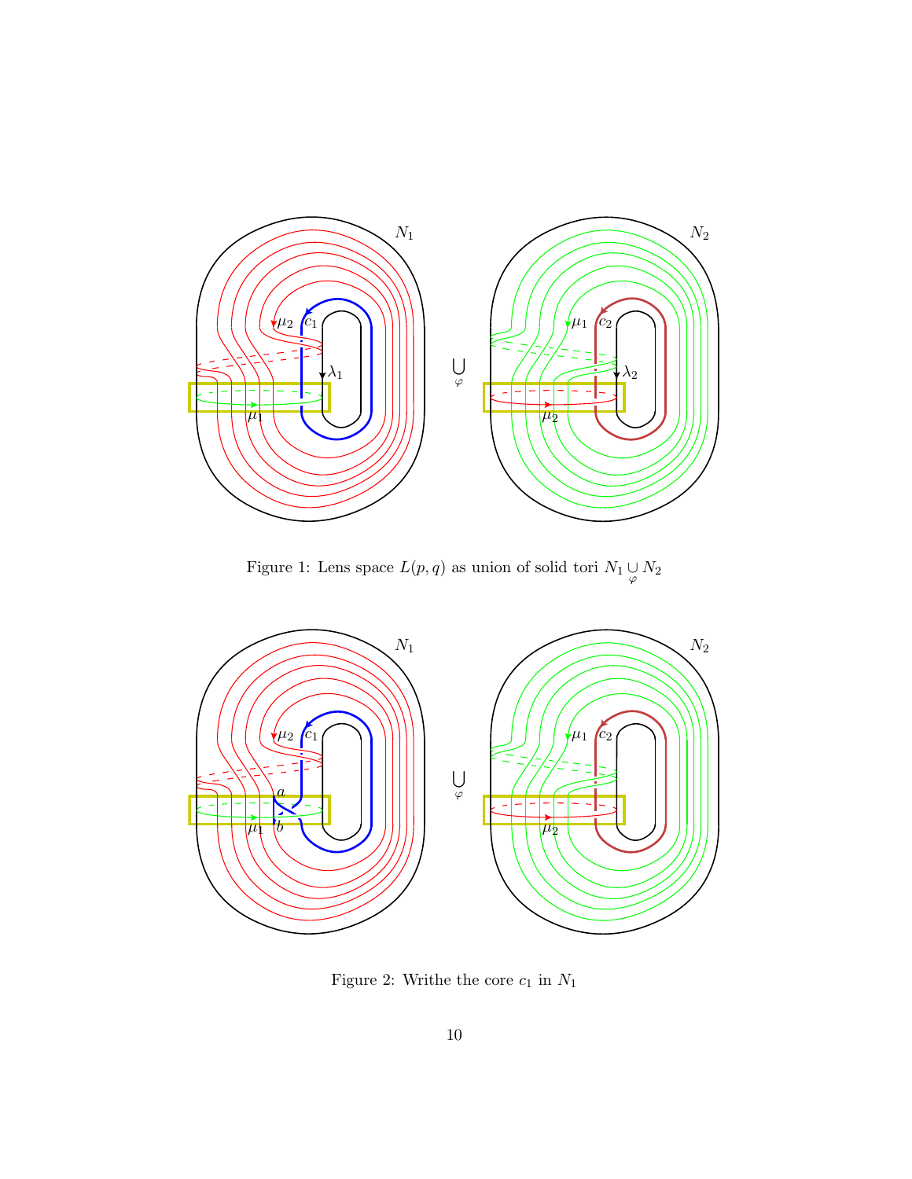Figure 1: Lens space $L(p,q)$ as union of solid tori $N_1 \bigcup_{\varphi} N_2$

Figure 2: Writhe the core $c_1$ in $N_1$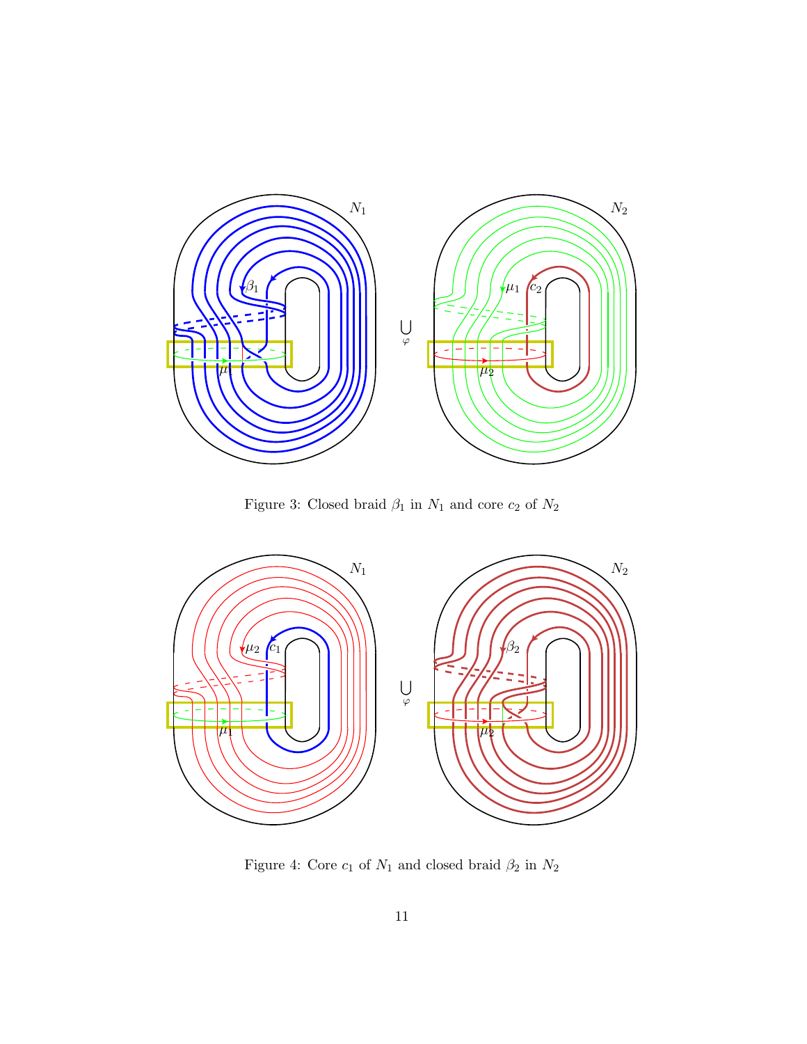Figure 3: Closed braid $\beta_1$ in $N_1$ and core $c_2$ of $N_2$

Figure 4: Core $c_1$ of $N_1$ and closed braid $\beta_2$ in $N_2$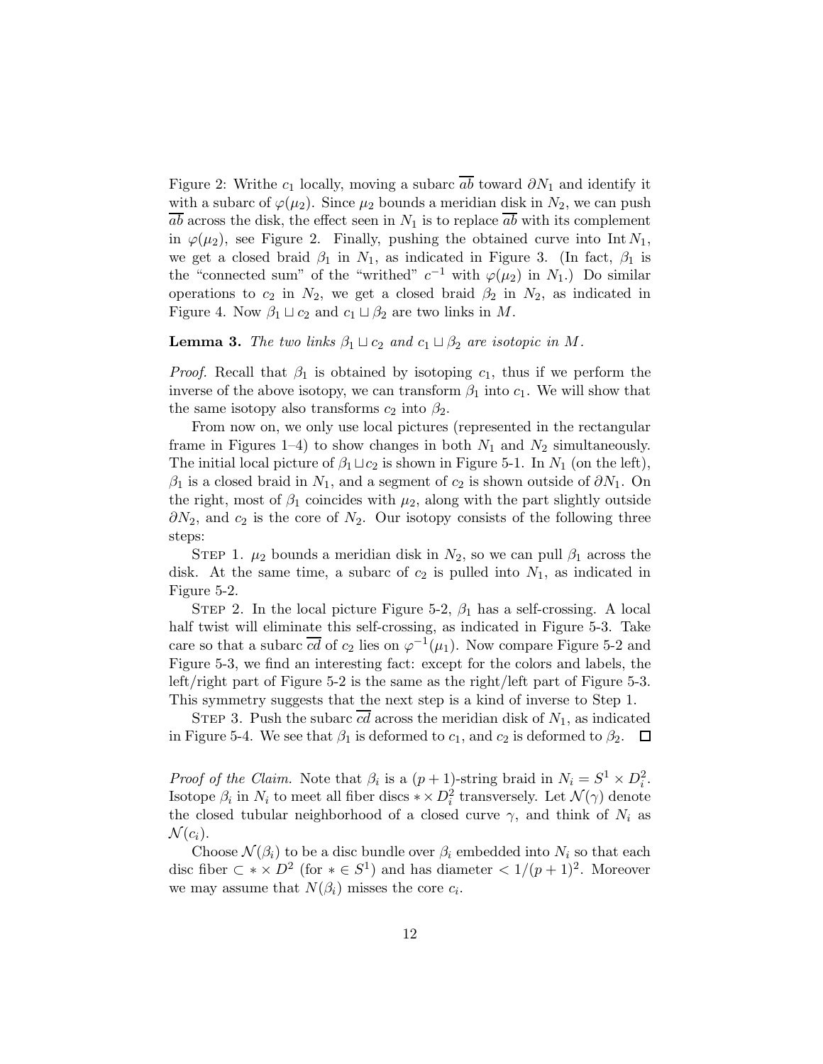Figure 2: Writhe $c_1$ locally, moving a subarc $\overline{ab}$ toward $\partial N_1$ and identify it with a subarc of $\varphi(\mu_2)$. Since $\mu_2$ bounds a meridian disk in $N_2$, we can push $\overline{ab}$ across the disk, the effect seen in $N_1$ is to replace $\overline{ab}$ with its complement in $\varphi(\mu_2)$, see Figure 2. Finally, pushing the obtained curve into $\operatorname{Int} N_1$, we get a closed braid $\beta_1$ in $N_1$, as indicated in Figure 3. (In fact, $\beta_1$ is the "connected sum" of the "writhed" $c^{-1}$ with $\varphi(\mu_2)$ in $N_1$.) Do similar operations to $c_2$ in $N_2$, we get a closed braid $\beta_2$ in $N_2$, as indicated in Figure 4. Now $\beta_1 \sqcup c_2$ and $c_1 \sqcup \beta_2$ are two links in $M$.

**Lemma 3.** *The two links $\beta_1 \sqcup c_2$ and $c_1 \sqcup \beta_2$ are isotopic in $M$.*

*Proof.* Recall that $\beta_1$ is obtained by isotoping $c_1$, thus if we perform the inverse of the above isotopy, we can transform $\beta_1$ into $c_1$. We will show that the same isotopy also transforms $c_2$ into $\beta_2$.

From now on, we only use local pictures (represented in the rectangular frame in Figures 1–4) to show changes in both $N_1$ and $N_2$ simultaneously. The initial local picture of $\beta_1 \sqcup c_2$ is shown in Figure 5-1. In $N_1$ (on the left), $\beta_1$ is a closed braid in $N_1$, and a segment of $c_2$ is shown outside of $\partial N_1$. On the right, most of $\beta_1$ coincides with $\mu_2$, along with the part slightly outside $\partial N_2$, and $c_2$ is the core of $N_2$. Our isotopy consists of the following three steps:

STEP 1. $\mu_2$ bounds a meridian disk in $N_2$, so we can pull $\beta_1$ across the disk. At the same time, a subarc of $c_2$ is pulled into $N_1$, as indicated in Figure 5-2.

STEP 2. In the local picture Figure 5-2, $\beta_1$ has a self-crossing. A local half twist will eliminate this self-crossing, as indicated in Figure 5-3. Take care so that a subarc $\overline{cd}$ of $c_2$ lies on $\varphi^{-1}(\mu_1)$. Now compare Figure 5-2 and Figure 5-3, we find an interesting fact: except for the colors and labels, the left/right part of Figure 5-2 is the same as the right/left part of Figure 5-3. This symmetry suggests that the next step is a kind of inverse to Step 1.

STEP 3. Push the subarc $\overline{cd}$ across the meridian disk of $N_1$, as indicated in Figure 5-4. We see that $\beta_1$ is deformed to $c_1$, and $c_2$ is deformed to $\beta_2$. $\square$

*Proof of the Claim.* Note that $\beta_i$ is a $(p+1)$-string braid in $N_i = S^1 \times D_i^2$. Isotope $\beta_i$ in $N_i$ to meet all fiber discs $* \times D_i^2$ transversely. Let $\mathcal{N}(\gamma)$ denote the closed tubular neighborhood of a closed curve $\gamma$, and think of $N_i$ as $\mathcal{N}(c_i)$.

Choose $\mathcal{N}(\beta_i)$ to be a disc bundle over $\beta_i$ embedded into $N_i$ so that each disc fiber $\subset * \times D^2$ (for $* \in S^1$) and has diameter $< 1/(p+1)^2$. Moreover we may assume that $N(\beta_i)$ misses the core $c_i$.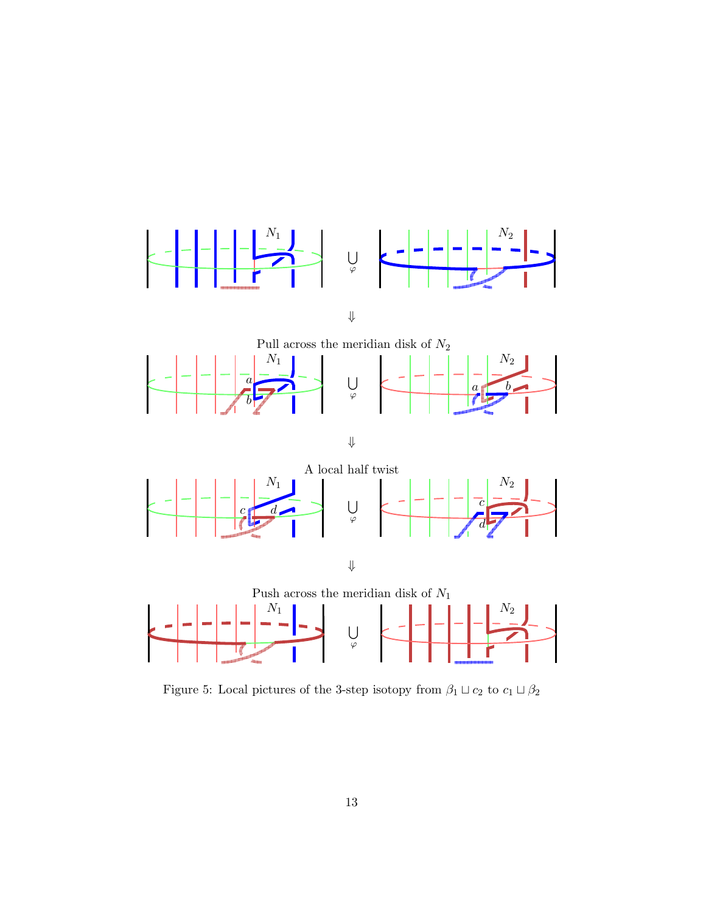Pull across the meridian disk of $N_2$

A local half twist

Push across the meridian disk of $N_1$

Figure 5: Local pictures of the 3-step isotopy from $\beta_1 \sqcup c_2$ to $c_1 \sqcup \beta_2$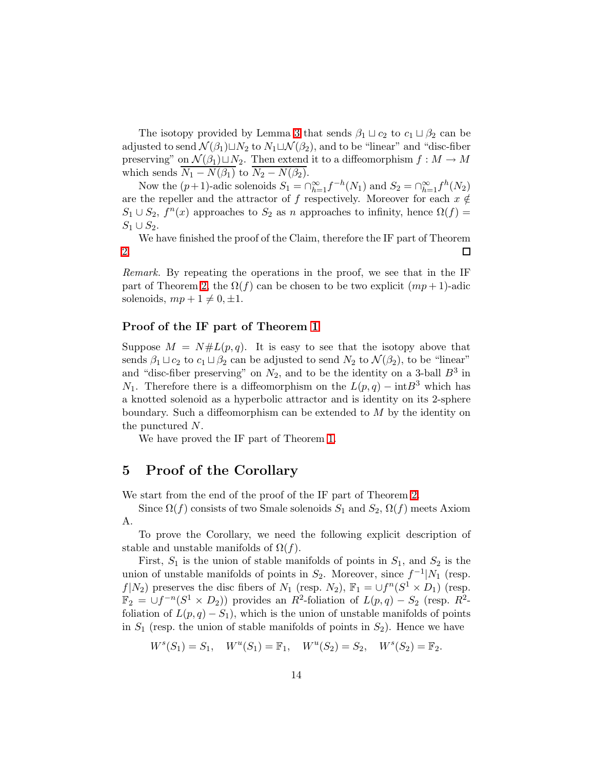The isotopy provided by Lemma 3 that sends $\beta_1 \sqcup c_2$ to $c_1 \sqcup \beta_2$ can be adjusted to send $\mathcal{N}(\beta_1) \sqcup N_2$ to $N_1 \sqcup \mathcal{N}(\beta_2)$, and to be "linear" and "disc-fiber preserving" on $\mathcal{N}(\beta_1) \sqcup N_2$. Then extend it to a diffeomorphism $f : M \to M$ which sends $\overline{N_1 - N(\beta_1)}$ to $\overline{N_2 - N(\beta_2)}$.

Now the $(p+1)$-adic solenoids $S_1 = \cap_{h=1}^{\infty} f^{-h}(N_1)$ and $S_2 = \cap_{h=1}^{\infty} f^{h}(N_2)$ are the repeller and the attractor of $f$ respectively. Moreover for each $x \notin S_1 \cup S_2$, $f^n(x)$ approaches to $S_2$ as $n$ approaches to infinity, hence $\Omega(f) = S_1 \cup S_2$.

We have finished the proof of the Claim, therefore the IF part of Theorem 2. □

*Remark.* By repeating the operations in the proof, we see that in the IF part of Theorem 2, the $\Omega(f)$ can be chosen to be two explicit $(mp+1)$-adic solenoids, $mp + 1 \neq 0, \pm 1$.

### Proof of the IF part of Theorem 1

Suppose $M = N \# L(p, q)$. It is easy to see that the isotopy above that sends $\beta_1 \sqcup c_2$ to $c_1 \sqcup \beta_2$ can be adjusted to send $N_2$ to $\mathcal{N}(\beta_2)$, to be "linear" and "disc-fiber preserving" on $N_2$, and to be the identity on a 3-ball $B^3$ in $N_1$. Therefore there is a diffeomorphism on the $L(p, q) - \text{int}B^3$ which has a knotted solenoid as a hyperbolic attractor and is identity on its 2-sphere boundary. Such a diffeomorphism can be extended to $M$ by the identity on the punctured $N$.

We have proved the IF part of Theorem 1.

## 5 Proof of the Corollary

We start from the end of the proof of the IF part of Theorem 2.

Since $\Omega(f)$ consists of two Smale solenoids $S_1$ and $S_2$, $\Omega(f)$ meets Axiom A.

To prove the Corollary, we need the following explicit description of stable and unstable manifolds of $\Omega(f)$.

First, $S_1$ is the union of stable manifolds of points in $S_1$, and $S_2$ is the union of unstable manifolds of points in $S_2$. Moreover, since $f^{-1}|N_1$ (resp. $f|N_2$) preserves the disc fibers of $N_1$ (resp. $N_2$), $\mathbb{F}_1 = \cup f^n(S^1 \times D_1)$ (resp. $\mathbb{F}_2 = \cup f^{-n}(S^1 \times D_2)$) provides an $R^2$-foliation of $L(p, q) - S_2$ (resp. $R^2$-foliation of $L(p, q) - S_1$), which is the union of unstable manifolds of points in $S_1$ (resp. the union of stable manifolds of points in $S_2$). Hence we have

$$W^s(S_1) = S_1, \quad W^u(S_1) = \mathbb{F}_1, \quad W^u(S_2) = S_2, \quad W^s(S_2) = \mathbb{F}_2.$$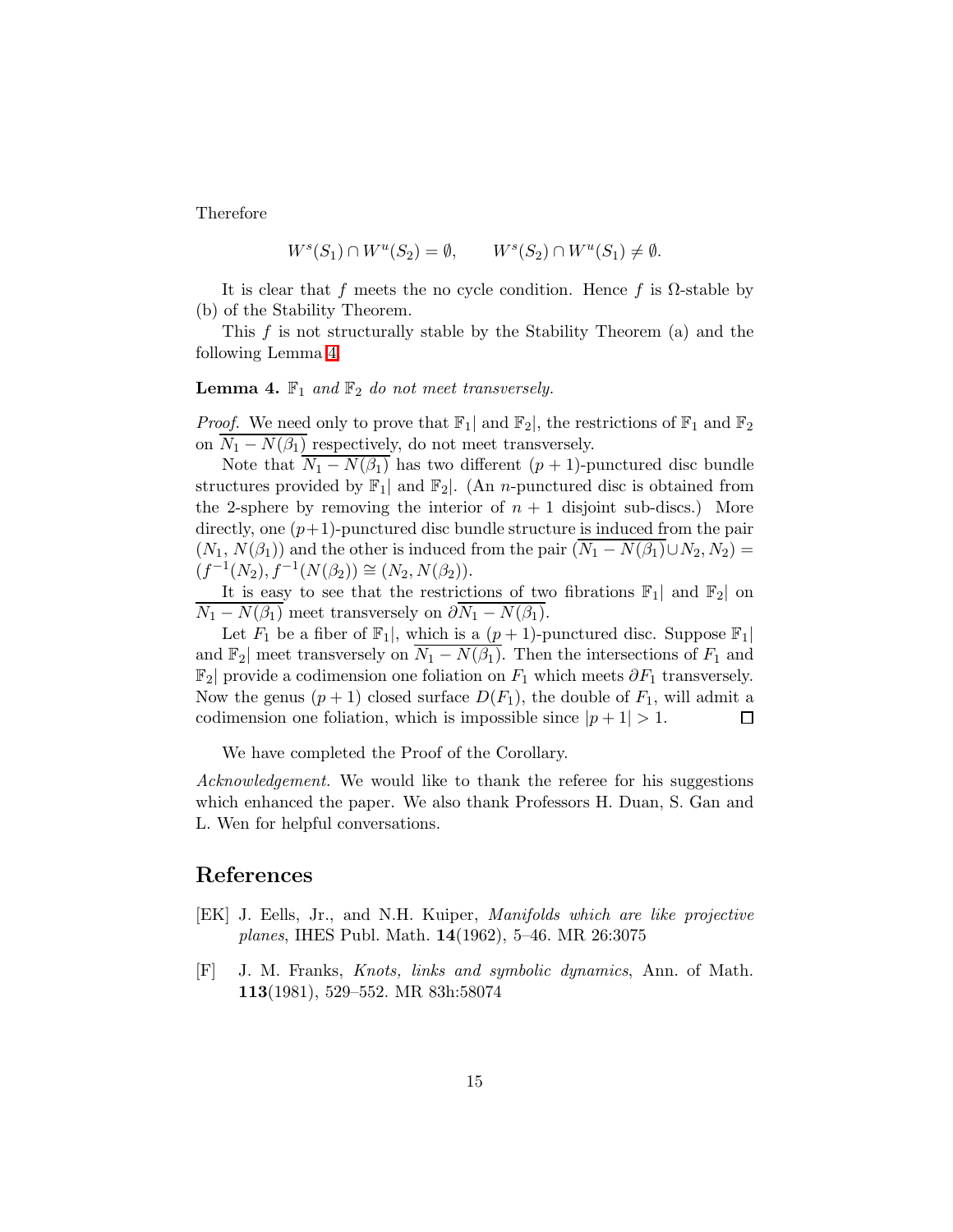Therefore

$$W^s(S_1) \cap W^u(S_2) = \emptyset, \qquad W^s(S_2) \cap W^u(S_1) \neq \emptyset.$$

It is clear that $f$ meets the no cycle condition. Hence $f$ is $\Omega$-stable by (b) of the Stability Theorem.

This $f$ is not structurally stable by the Stability Theorem (a) and the following Lemma 4.

**Lemma 4.** *$\mathbb{F}_1$ and $\mathbb{F}_2$ do not meet transversely.*

*Proof.* We need only to prove that $\mathbb{F}_1|$ and $\mathbb{F}_2|$, the restrictions of $\mathbb{F}_1$ and $\mathbb{F}_2$ on $\overline{N_1 - N(\beta_1)}$ respectively, do not meet transversely.

Note that $\overline{N_1 - N(\beta_1)}$ has two different $(p+1)$-punctured disc bundle structures provided by $\mathbb{F}_1|$ and $\mathbb{F}_2|$. (An $n$-punctured disc is obtained from the 2-sphere by removing the interior of $n+1$ disjoint sub-discs.) More directly, one $(p+1)$-punctured disc bundle structure is induced from the pair $(N_1, N(\beta_1))$ and the other is induced from the pair $(\overline{N_1 - N(\beta_1)} \cup N_2, N_2) = (f^{-1}(N_2), f^{-1}(N(\beta_2)) \cong (N_2, N(\beta_2))$.

It is easy to see that the restrictions of two fibrations $\mathbb{F}_1|$ and $\mathbb{F}_2|$ on $\overline{N_1 - N(\beta_1)}$ meet transversely on $\partial \overline{N_1 - N(\beta_1)}$.

Let $F_1$ be a fiber of $\mathbb{F}_1|$, which is a $(p+1)$-punctured disc. Suppose $\mathbb{F}_1|$ and $\mathbb{F}_2|$ meet transversely on $\overline{N_1 - N(\beta_1)}$. Then the intersections of $F_1$ and $\mathbb{F}_2|$ provide a codimension one foliation on $F_1$ which meets $\partial F_1$ transversely. Now the genus $(p+1)$ closed surface $D(F_1)$, the double of $F_1$, will admit a codimension one foliation, which is impossible since $|p+1| > 1$. □

We have completed the Proof of the Corollary.

*Acknowledgement.* We would like to thank the referee for his suggestions which enhanced the paper. We also thank Professors H. Duan, S. Gan and L. Wen for helpful conversations.

# References

[EK] J. Eells, Jr., and N.H. Kuiper, *Manifolds which are like projective planes*, IHES Publ. Math. **14**(1962), 5–46. MR 26:3075

[F] J. M. Franks, *Knots, links and symbolic dynamics*, Ann. of Math. **113**(1981), 529–552. MR 83h:58074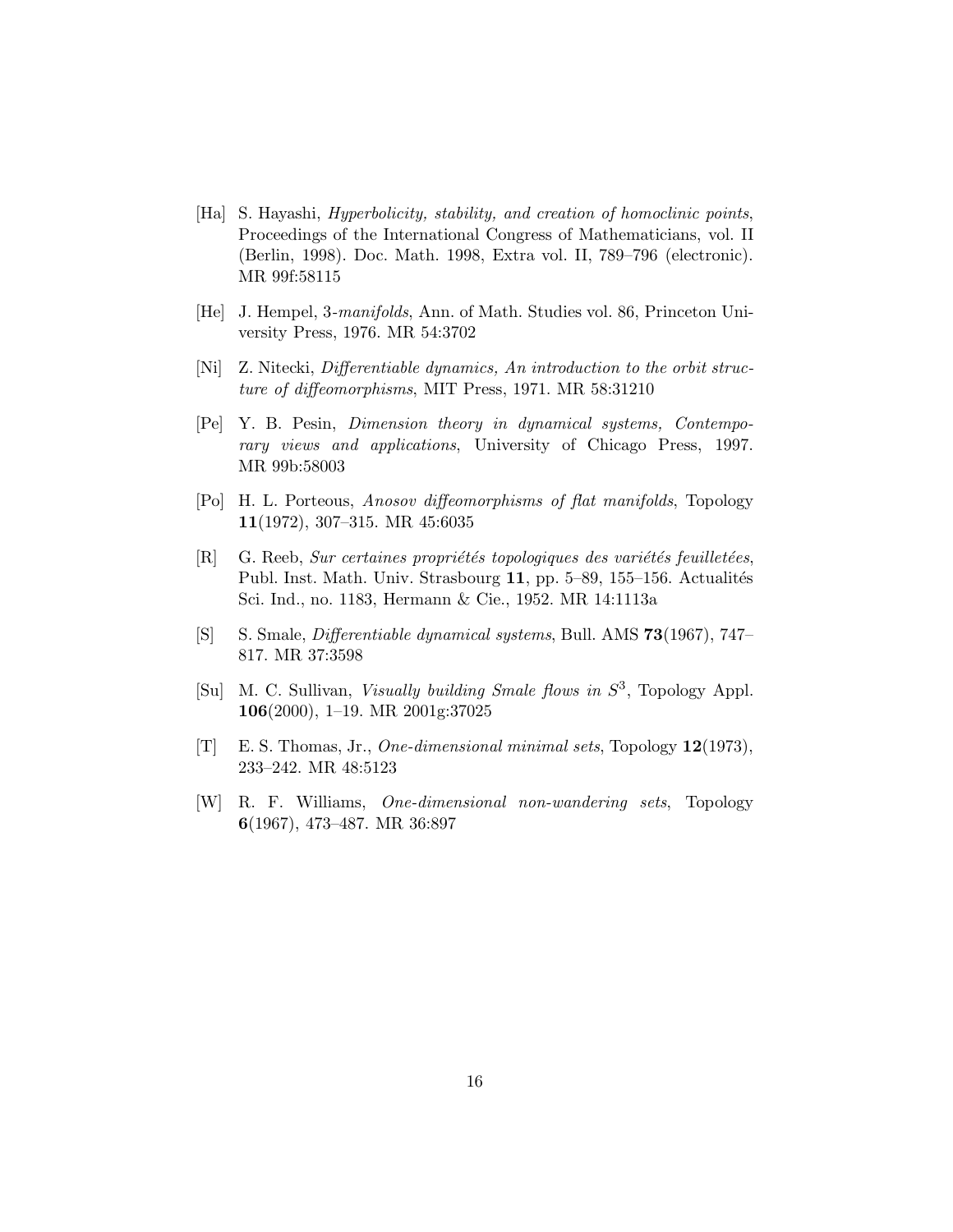[Ha] S. Hayashi, *Hyperbolicity, stability, and creation of homoclinic points*, Proceedings of the International Congress of Mathematicians, vol. II (Berlin, 1998). Doc. Math. 1998, Extra vol. II, 789–796 (electronic). MR 99f:58115

[He] J. Hempel, *3-manifolds*, Ann. of Math. Studies vol. 86, Princeton University Press, 1976. MR 54:3702

[Ni] Z. Nitecki, *Differentiable dynamics, An introduction to the orbit structure of diffeomorphisms*, MIT Press, 1971. MR 58:31210

[Pe] Y. B. Pesin, *Dimension theory in dynamical systems, Contemporary views and applications*, University of Chicago Press, 1997. MR 99b:58003

[Po] H. L. Porteous, *Anosov diffeomorphisms of flat manifolds*, Topology **11**(1972), 307–315. MR 45:6035

[R] G. Reeb, *Sur certaines propriétés topologiques des variétés feuilletées*, Publ. Inst. Math. Univ. Strasbourg **11**, pp. 5–89, 155–156. Actualités Sci. Ind., no. 1183, Hermann & Cie., 1952. MR 14:1113a

[S] S. Smale, *Differentiable dynamical systems*, Bull. AMS **73**(1967), 747–817. MR 37:3598

[Su] M. C. Sullivan, *Visually building Smale flows in $S^3$*, Topology Appl. **106**(2000), 1–19. MR 2001g:37025

[T] E. S. Thomas, Jr., *One-dimensional minimal sets*, Topology **12**(1973), 233–242. MR 48:5123

[W] R. F. Williams, *One-dimensional non-wandering sets*, Topology **6**(1967), 473–487. MR 36:897